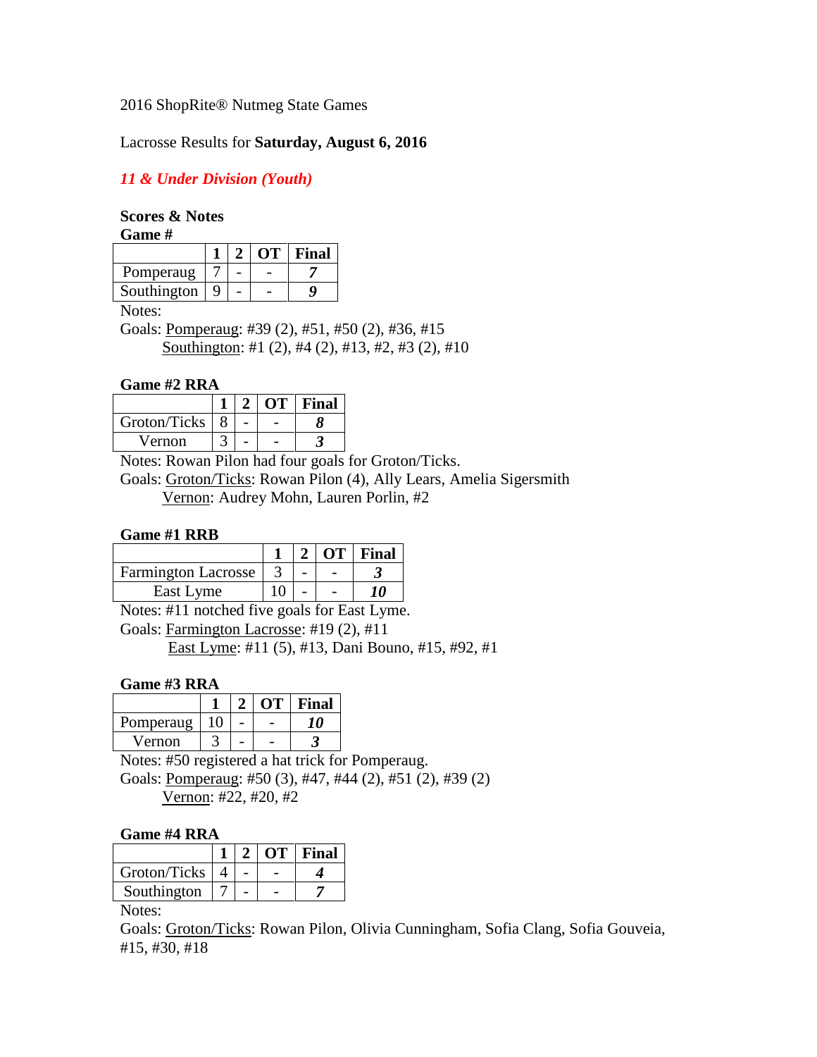2016 ShopRite® Nutmeg State Games

Lacrosse Results for **Saturday, August 6, 2016**

***11 & Under Division (Youth)***

**Scores & Notes**

**Game #**

| | 1 | 2 | OT | Final |
|---|---|---|---|---|
| Pomperaug | 7 | - | - | ***7*** |
| Southington | 9 | - | - | ***9*** |

Notes:

Goals: Pomperaug: #39 (2), #51, #50 (2), #36, #15
Southington: #1 (2), #4 (2), #13, #2, #3 (2), #10

**Game #2 RRA**

| | 1 | 2 | OT | Final |
|---|---|---|---|---|
| Groton/Ticks | 8 | - | - | ***8*** |
| Vernon | 3 | - | - | ***3*** |

Notes: Rowan Pilon had four goals for Groton/Ticks.

Goals: Groton/Ticks: Rowan Pilon (4), Ally Lears, Amelia Sigersmith
Vernon: Audrey Mohn, Lauren Porlin, #2

**Game #1 RRB**

| | 1 | 2 | OT | Final |
|---|---|---|---|---|
| Farmington Lacrosse | 3 | - | - | ***3*** |
| East Lyme | 10 | - | - | ***10*** |

Notes: #11 notched five goals for East Lyme.

Goals: Farmington Lacrosse: #19 (2), #11
East Lyme: #11 (5), #13, Dani Bouno, #15, #92, #1

**Game #3 RRA**

| | 1 | 2 | OT | Final |
|---|---|---|---|---|
| Pomperaug | 10 | - | - | ***10*** |
| Vernon | 3 | - | - | ***3*** |

Notes: #50 registered a hat trick for Pomperaug.

Goals: Pomperaug: #50 (3), #47, #44 (2), #51 (2), #39 (2)
Vernon: #22, #20, #2

**Game #4 RRA**

| | 1 | 2 | OT | Final |
|---|---|---|---|---|
| Groton/Ticks | 4 | - | - | ***4*** |
| Southington | 7 | - | - | ***7*** |

Notes:

Goals: Groton/Ticks: Rowan Pilon, Olivia Cunningham, Sofia Clang, Sofia Gouveia, #15, #30, #18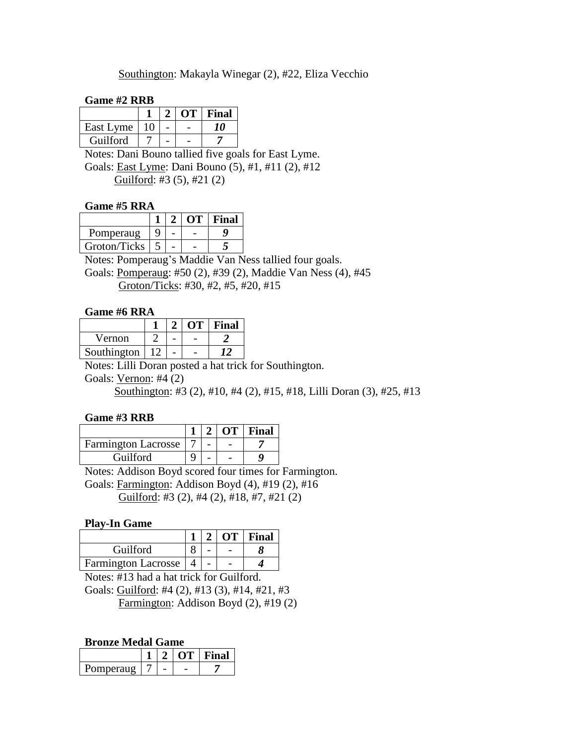Southington: Makayla Winegar (2), #22, Eliza Vecchio

**Game #2 RRB**

| | 1 | 2 | OT | Final |
|---|---|---|---|---|
| East Lyme | 10 | - | - | ***10*** |
| Guilford | 7 | - | - | ***7*** |

Notes: Dani Bouno tallied five goals for East Lyme.
Goals: East Lyme: Dani Bouno (5), #1, #11 (2), #12
Guilford: #3 (5), #21 (2)

**Game #5 RRA**

| | 1 | 2 | OT | Final |
|---|---|---|---|---|
| Pomperaug | 9 | - | - | ***9*** |
| Groton/Ticks | 5 | - | - | ***5*** |

Notes: Pomperaug's Maddie Van Ness tallied four goals.
Goals: Pomperaug: #50 (2), #39 (2), Maddie Van Ness (4), #45
Groton/Ticks: #30, #2, #5, #20, #15

**Game #6 RRA**

| | 1 | 2 | OT | Final |
|---|---|---|---|---|
| Vernon | 2 | - | - | ***2*** |
| Southington | 12 | - | - | ***12*** |

Notes: Lilli Doran posted a hat trick for Southington.
Goals: Vernon: #4 (2)
Southington: #3 (2), #10, #4 (2), #15, #18, Lilli Doran (3), #25, #13

**Game #3 RRB**

| | 1 | 2 | OT | Final |
|---|---|---|---|---|
| Farmington Lacrosse | 7 | - | - | ***7*** |
| Guilford | 9 | - | - | ***9*** |

Notes: Addison Boyd scored four times for Farmington.
Goals: Farmington: Addison Boyd (4), #19 (2), #16
Guilford: #3 (2), #4 (2), #18, #7, #21 (2)

**Play-In Game**

| | 1 | 2 | OT | Final |
|---|---|---|---|---|
| Guilford | 8 | - | - | ***8*** |
| Farmington Lacrosse | 4 | - | - | ***4*** |

Notes: #13 had a hat trick for Guilford.
Goals: Guilford: #4 (2), #13 (3), #14, #21, #3
Farmington: Addison Boyd (2), #19 (2)

**Bronze Medal Game**

| | 1 | 2 | OT | Final |
|---|---|---|---|---|
| Pomperaug | 7 | - | - | ***7*** |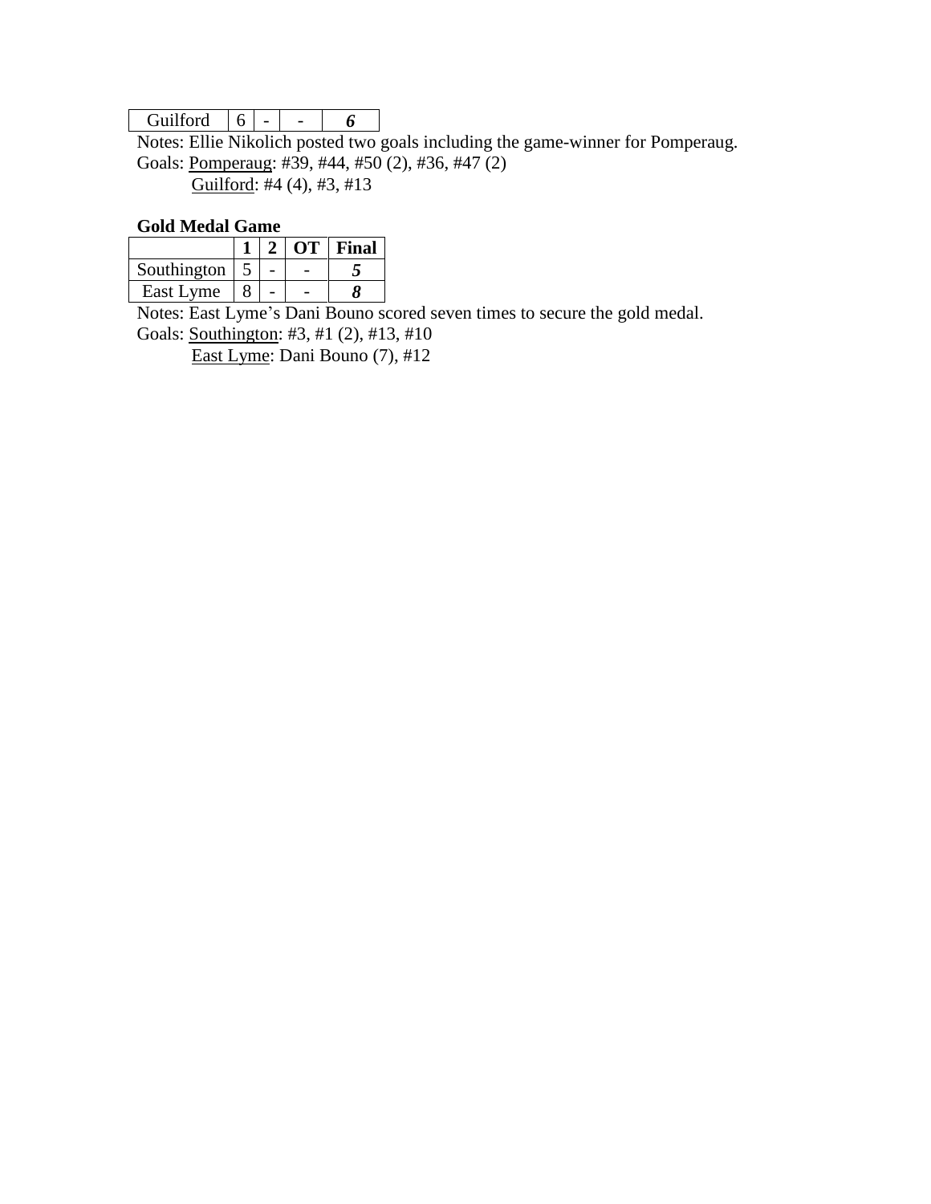| | | | | |
|---|---|---|---|---|
| Guilford | 6 | - | - | ***6*** |

Notes: Ellie Nikolich posted two goals including the game-winner for Pomperaug.

Goals: Pomperaug: #39, #44, #50 (2), #36, #47 (2)

Guilford: #4 (4), #3, #13

**Gold Medal Game**

| | 1 | 2 | OT | Final |
|---|---|---|---|---|
| Southington | 5 | - | - | ***5*** |
| East Lyme | 8 | - | - | ***8*** |

Notes: East Lyme's Dani Bouno scored seven times to secure the gold medal.

Goals: Southington: #3, #1 (2), #13, #10

East Lyme: Dani Bouno (7), #12